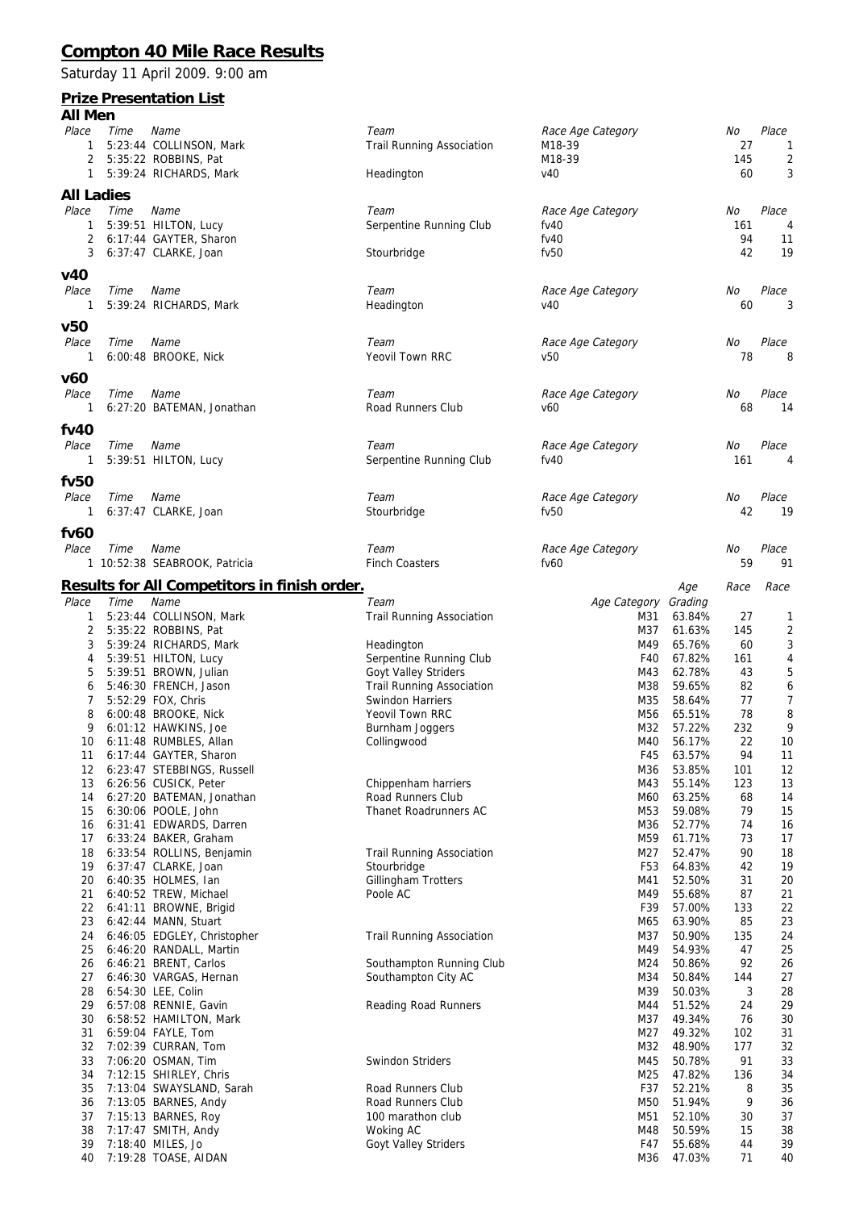# Compton 40 Mile Race Results

Saturday 11 April 2009. 9:00 am

## Prize Presentation List

### All Men

| Place | Time | Name | Team | Race Age Category | No | Place |
|---|---|---|---|---|---|---|
| 1 | 5:23:44 | COLLINSON, Mark | Trail Running Association | M18-39 | 27 | 1 |
| 2 | 5:35:22 | ROBBINS, Pat | | M18-39 | 145 | 2 |
| 1 | 5:39:24 | RICHARDS, Mark | Headington | v40 | 60 | 3 |

### All Ladies

| Place | Time | Name | Team | Race Age Category | No | Place |
|---|---|---|---|---|---|---|
| 1 | 5:39:51 | HILTON, Lucy | Serpentine Running Club | fv40 | 161 | 4 |
| 2 | 6:17:44 | GAYTER, Sharon | | fv40 | 94 | 11 |
| 3 | 6:37:47 | CLARKE, Joan | Stourbridge | fv50 | 42 | 19 |

### v40

| Place | Time | Name | Team | Race Age Category | No | Place |
|---|---|---|---|---|---|---|
| 1 | 5:39:24 | RICHARDS, Mark | Headington | v40 | 60 | 3 |

### v50

| Place | Time | Name | Team | Race Age Category | No | Place |
|---|---|---|---|---|---|---|
| 1 | 6:00:48 | BROOKE, Nick | Yeovil Town RRC | v50 | 78 | 8 |

### v60

| Place | Time | Name | Team | Race Age Category | No | Place |
|---|---|---|---|---|---|---|
| 1 | 6:27:20 | BATEMAN, Jonathan | Road Runners Club | v60 | 68 | 14 |

### fv40

| Place | Time | Name | Team | Race Age Category | No | Place |
|---|---|---|---|---|---|---|
| 1 | 5:39:51 | HILTON, Lucy | Serpentine Running Club | fv40 | 161 | 4 |

### fv50

| Place | Time | Name | Team | Race Age Category | No | Place |
|---|---|---|---|---|---|---|
| 1 | 6:37:47 | CLARKE, Joan | Stourbridge | fv50 | 42 | 19 |

### fv60

| Place | Time | Name | Team | Race Age Category | No | Place |
|---|---|---|---|---|---|---|
| 1 | 10:52:38 | SEABROOK, Patricia | Finch Coasters | fv60 | 59 | 91 |

## Results for All Competitors in finish order.

| Place | Time | Name | Team | Age Category | Age Grading | Race No | Race Place |
|---|---|---|---|---|---|---|---|
| 1 | 5:23:44 | COLLINSON, Mark | Trail Running Association | M31 | 63.84% | 27 | 1 |
| 2 | 5:35:22 | ROBBINS, Pat | | M37 | 61.63% | 145 | 2 |
| 3 | 5:39:24 | RICHARDS, Mark | Headington | M49 | 65.76% | 60 | 3 |
| 4 | 5:39:51 | HILTON, Lucy | Serpentine Running Club | F40 | 67.82% | 161 | 4 |
| 5 | 5:39:51 | BROWN, Julian | Goyt Valley Striders | M43 | 62.78% | 43 | 5 |
| 6 | 5:46:30 | FRENCH, Jason | Trail Running Association | M38 | 59.65% | 82 | 6 |
| 7 | 5:52:29 | FOX, Chris | Swindon Harriers | M35 | 58.64% | 77 | 7 |
| 8 | 6:00:48 | BROOKE, Nick | Yeovil Town RRC | M56 | 65.51% | 78 | 8 |
| 9 | 6:01:12 | HAWKINS, Joe | Burnham Joggers | M32 | 57.22% | 232 | 9 |
| 10 | 6:11:48 | RUMBLES, Allan | Collingwood | M40 | 56.17% | 22 | 10 |
| 11 | 6:17:44 | GAYTER, Sharon | | F45 | 63.57% | 94 | 11 |
| 12 | 6:23:47 | STEBBINGS, Russell | | M36 | 53.85% | 101 | 12 |
| 13 | 6:26:56 | CUSICK, Peter | Chippenham harriers | M43 | 55.14% | 123 | 13 |
| 14 | 6:27:20 | BATEMAN, Jonathan | Road Runners Club | M60 | 63.25% | 68 | 14 |
| 15 | 6:30:06 | POOLE, John | Thanet Roadrunners AC | M53 | 59.08% | 79 | 15 |
| 16 | 6:31:41 | EDWARDS, Darren | | M36 | 52.77% | 74 | 16 |
| 17 | 6:33:24 | BAKER, Graham | | M59 | 61.71% | 73 | 17 |
| 18 | 6:33:54 | ROLLINS, Benjamin | Trail Running Association | M27 | 52.47% | 90 | 18 |
| 19 | 6:37:47 | CLARKE, Joan | Stourbridge | F53 | 64.83% | 42 | 19 |
| 20 | 6:40:35 | HOLMES, Ian | Gillingham Trotters | M41 | 52.50% | 31 | 20 |
| 21 | 6:40:52 | TREW, Michael | Poole AC | M49 | 55.68% | 87 | 21 |
| 22 | 6:41:11 | BROWNE, Brigid | | F39 | 57.00% | 133 | 22 |
| 23 | 6:42:44 | MANN, Stuart | | M65 | 63.90% | 85 | 23 |
| 24 | 6:46:05 | EDGLEY, Christopher | Trail Running Association | M37 | 50.90% | 135 | 24 |
| 25 | 6:46:20 | RANDALL, Martin | | M49 | 54.93% | 47 | 25 |
| 26 | 6:46:21 | BRENT, Carlos | Southampton Running Club | M24 | 50.86% | 92 | 26 |
| 27 | 6:46:30 | VARGAS, Hernan | Southampton City AC | M34 | 50.84% | 144 | 27 |
| 28 | 6:54:30 | LEE, Colin | | M39 | 50.03% | 3 | 28 |
| 29 | 6:57:08 | RENNIE, Gavin | Reading Road Runners | M44 | 51.52% | 24 | 29 |
| 30 | 6:58:52 | HAMILTON, Mark | | M37 | 49.34% | 76 | 30 |
| 31 | 6:59:04 | FAYLE, Tom | | M27 | 49.32% | 102 | 31 |
| 32 | 7:02:39 | CURRAN, Tom | | M32 | 48.90% | 177 | 32 |
| 33 | 7:06:20 | OSMAN, Tim | Swindon Striders | M45 | 50.78% | 91 | 33 |
| 34 | 7:12:15 | SHIRLEY, Chris | | M25 | 47.82% | 136 | 34 |
| 35 | 7:13:04 | SWAYSLAND, Sarah | Road Runners Club | F37 | 52.21% | 8 | 35 |
| 36 | 7:13:05 | BARNES, Andy | Road Runners Club | M50 | 51.94% | 9 | 36 |
| 37 | 7:15:13 | BARNES, Roy | 100 marathon club | M51 | 52.10% | 30 | 37 |
| 38 | 7:17:47 | SMITH, Andy | Woking AC | M48 | 50.59% | 15 | 38 |
| 39 | 7:18:40 | MILES, Jo | Goyt Valley Striders | F47 | 55.68% | 44 | 39 |
| 40 | 7:19:28 | TOASE, AIDAN | | M36 | 47.03% | 71 | 40 |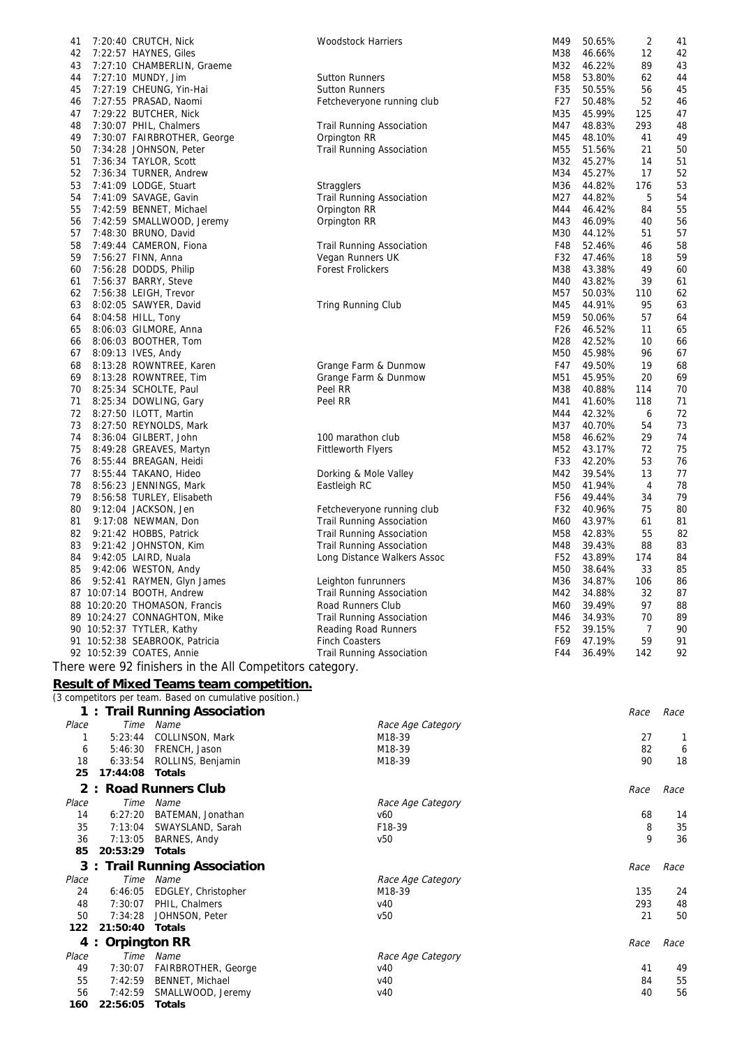| Pos | Time | Name | Club | Cat | Age Grade | Cat Pos | Pos |
|---|---|---|---|---|---|---|---|
| 41 | 7:20:40 | CRUTCH, Nick | Woodstock Harriers | M49 | 50.65% | 2 | 41 |
| 42 | 7:22:57 | HAYNES, Giles | | M38 | 46.66% | 12 | 42 |
| 43 | 7:27:10 | CHAMBERLIN, Graeme | | M32 | 46.22% | 89 | 43 |
| 44 | 7:27:10 | MUNDY, Jim | Sutton Runners | M58 | 53.80% | 62 | 44 |
| 45 | 7:27:19 | CHEUNG, Yin-Hai | Sutton Runners | F35 | 50.55% | 56 | 45 |
| 46 | 7:27:55 | PRASAD, Naomi | Fetcheveryone running club | F27 | 50.48% | 52 | 46 |
| 47 | 7:29:22 | BUTCHER, Nick | | M35 | 45.99% | 125 | 47 |
| 48 | 7:30:07 | PHIL, Chalmers | Trail Running Association | M47 | 48.83% | 293 | 48 |
| 49 | 7:30:07 | FAIRBROTHER, George | Orpington RR | M45 | 48.10% | 41 | 49 |
| 50 | 7:34:28 | JOHNSON, Peter | Trail Running Association | M55 | 51.56% | 21 | 50 |
| 51 | 7:36:34 | TAYLOR, Scott | | M32 | 45.27% | 14 | 51 |
| 52 | 7:36:34 | TURNER, Andrew | | M34 | 45.27% | 17 | 52 |
| 53 | 7:41:09 | LODGE, Stuart | Stragglers | M36 | 44.82% | 176 | 53 |
| 54 | 7:41:09 | SAVAGE, Gavin | Trail Running Association | M27 | 44.82% | 5 | 54 |
| 55 | 7:42:59 | BENNET, Michael | Orpington RR | M44 | 46.42% | 84 | 55 |
| 56 | 7:42:59 | SMALLWOOD, Jeremy | Orpington RR | M43 | 46.09% | 40 | 56 |
| 57 | 7:48:30 | BRUNO, David | | M30 | 44.12% | 51 | 57 |
| 58 | 7:49:44 | CAMERON, Fiona | Trail Running Association | F48 | 52.46% | 46 | 58 |
| 59 | 7:56:27 | FINN, Anna | Vegan Runners UK | F32 | 47.46% | 18 | 59 |
| 60 | 7:56:28 | DODDS, Philip | Forest Frolickers | M38 | 43.38% | 49 | 60 |
| 61 | 7:56:37 | BARRY, Steve | | M40 | 43.82% | 39 | 61 |
| 62 | 7:56:38 | LEIGH, Trevor | | M57 | 50.03% | 110 | 62 |
| 63 | 8:02:05 | SAWYER, David | Tring Running Club | M45 | 44.91% | 95 | 63 |
| 64 | 8:04:58 | HILL, Tony | | M59 | 50.06% | 57 | 64 |
| 65 | 8:06:03 | GILMORE, Anna | | F26 | 46.52% | 11 | 65 |
| 66 | 8:06:03 | BOOTHER, Tom | | M28 | 42.52% | 10 | 66 |
| 67 | 8:09:13 | IVES, Andy | | M50 | 45.98% | 96 | 67 |
| 68 | 8:13:28 | ROWNTREE, Karen | Grange Farm & Dunmow | F47 | 49.50% | 19 | 68 |
| 69 | 8:13:28 | ROWNTREE, Tim | Grange Farm & Dunmow | M51 | 45.95% | 20 | 69 |
| 70 | 8:25:34 | SCHOLTE, Paul | Peel RR | M38 | 40.88% | 114 | 70 |
| 71 | 8:25:34 | DOWLING, Gary | Peel RR | M41 | 41.60% | 118 | 71 |
| 72 | 8:27:50 | ILOTT, Martin | | M44 | 42.32% | 6 | 72 |
| 73 | 8:27:50 | REYNOLDS, Mark | | M37 | 40.70% | 54 | 73 |
| 74 | 8:36:04 | GILBERT, John | 100 marathon club | M58 | 46.62% | 29 | 74 |
| 75 | 8:49:28 | GREAVES, Martyn | Fittleworth Flyers | M52 | 43.17% | 72 | 75 |
| 76 | 8:55:44 | BREAGAN, Heidi | | F33 | 42.20% | 53 | 76 |
| 77 | 8:55:44 | TAKANO, Hideo | Dorking & Mole Valley | M42 | 39.54% | 13 | 77 |
| 78 | 8:56:23 | JENNINGS, Mark | Eastleigh RC | M50 | 41.94% | 4 | 78 |
| 79 | 8:56:58 | TURLEY, Elisabeth | | F56 | 49.44% | 34 | 79 |
| 80 | 9:12:04 | JACKSON, Jen | Fetcheveryone running club | F32 | 40.96% | 75 | 80 |
| 81 | 9:17:08 | NEWMAN, Don | Trail Running Association | M60 | 43.97% | 61 | 81 |
| 82 | 9:21:42 | HOBBS, Patrick | Trail Running Association | M58 | 42.83% | 55 | 82 |
| 83 | 9:21:42 | JOHNSTON, Kim | Trail Running Association | M48 | 39.43% | 88 | 83 |
| 84 | 9:42:05 | LAIRD, Nuala | Long Distance Walkers Assoc | F52 | 43.89% | 174 | 84 |
| 85 | 9:42:06 | WESTON, Andy | | M50 | 38.64% | 33 | 85 |
| 86 | 9:52:41 | RAYMEN, Glyn James | Leighton funrunners | M36 | 34.87% | 106 | 86 |
| 87 | 10:07:14 | BOOTH, Andrew | Trail Running Association | M42 | 34.88% | 32 | 87 |
| 88 | 10:20:20 | THOMASON, Francis | Road Runners Club | M60 | 39.49% | 97 | 88 |
| 89 | 10:24:27 | CONNAGHTON, Mike | Trail Running Association | M46 | 34.93% | 70 | 89 |
| 90 | 10:52:37 | TYTLER, Kathy | Reading Road Runners | F52 | 39.15% | 7 | 90 |
| 91 | 10:52:38 | SEABROOK, Patricia | Finch Coasters | F69 | 47.19% | 59 | 91 |
| 92 | 10:52:39 | COATES, Annie | Trail Running Association | F44 | 36.49% | 142 | 92 |

There were 92 finishers in the All Competitors category.

## Result of Mixed Teams team competition.

(3 competitors per team. Based on cumulative position.)

### 1 : Trail Running Association

| Place | Time | Name | Race Age Category | Race | Race |
|---|---|---|---|---|---|
| 1 | 5:23:44 | COLLINSON, Mark | M18-39 | 27 | 1 |
| 6 | 5:46:30 | FRENCH, Jason | M18-39 | 82 | 6 |
| 18 | 6:33:54 | ROLLINS, Benjamin | M18-39 | 90 | 18 |
| **25** | **17:44:08** | **Totals** | | | |

### 2 : Road Runners Club

| Place | Time | Name | Race Age Category | Race | Race |
|---|---|---|---|---|---|
| 14 | 6:27:20 | BATEMAN, Jonathan | v60 | 68 | 14 |
| 35 | 7:13:04 | SWAYSLAND, Sarah | F18-39 | 8 | 35 |
| 36 | 7:13:05 | BARNES, Andy | v50 | 9 | 36 |
| **85** | **20:53:29** | **Totals** | | | |

### 3 : Trail Running Association

| Place | Time | Name | Race Age Category | Race | Race |
|---|---|---|---|---|---|
| 24 | 6:46:05 | EDGLEY, Christopher | M18-39 | 135 | 24 |
| 48 | 7:30:07 | PHIL, Chalmers | v40 | 293 | 48 |
| 50 | 7:34:28 | JOHNSON, Peter | v50 | 21 | 50 |
| **122** | **21:50:40** | **Totals** | | | |

### 4 : Orpington RR

| Place | Time | Name | Race Age Category | Race | Race |
|---|---|---|---|---|---|
| 49 | 7:30:07 | FAIRBROTHER, George | v40 | 41 | 49 |
| 55 | 7:42:59 | BENNET, Michael | v40 | 84 | 55 |
| 56 | 7:42:59 | SMALLWOOD, Jeremy | v40 | 40 | 56 |
| **160** | **22:56:05** | **Totals** | | | |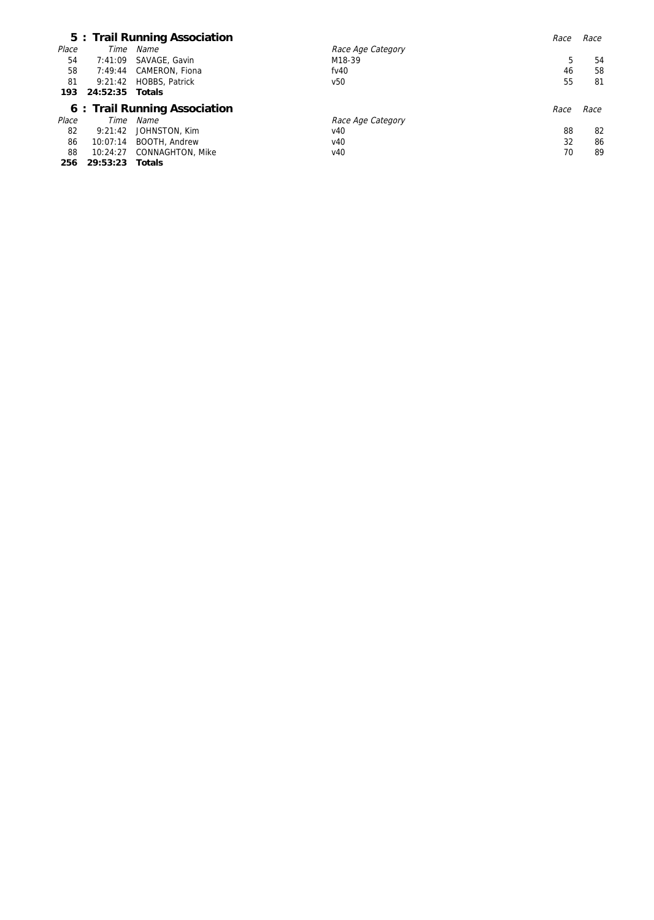## 5 : Trail Running Association

| Place | Time | Name | Race Age Category | Race | Race |
|---|---|---|---|---|---|
| 54 | 7:41:09 | SAVAGE, Gavin | M18-39 | 5 | 54 |
| 58 | 7:49:44 | CAMERON, Fiona | fv40 | 46 | 58 |
| 81 | 9:21:42 | HOBBS, Patrick | v50 | 55 | 81 |
| **193** | **24:52:35** | **Totals** | | | |

## 6 : Trail Running Association

| Place | Time | Name | Race Age Category | Race | Race |
|---|---|---|---|---|---|
| 82 | 9:21:42 | JOHNSTON, Kim | v40 | 88 | 82 |
| 86 | 10:07:14 | BOOTH, Andrew | v40 | 32 | 86 |
| 88 | 10:24:27 | CONNAGHTON, Mike | v40 | 70 | 89 |
| **256** | **29:53:23** | **Totals** | | | |